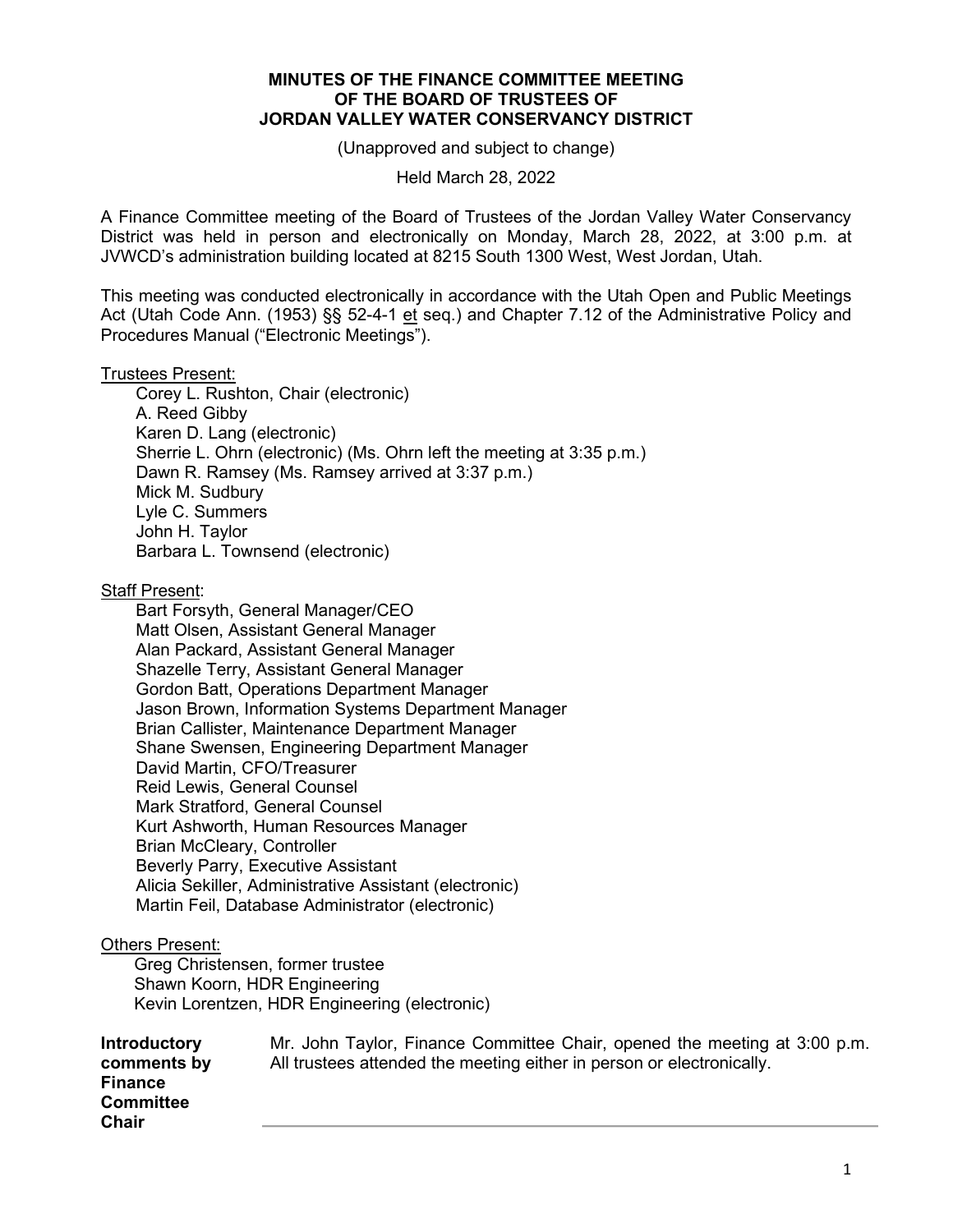# MINUTES OF THE FINANCE COMMITTEE MEETING OF THE BOARD OF TRUSTEES OF JORDAN VALLEY WATER CONSERVANCY DISTRICT

(Unapproved and subject to change)

Held March 28, 2022

A Finance Committee meeting of the Board of Trustees of the Jordan Valley Water Conservancy District was held in person and electronically on Monday, March 28, 2022, at 3:00 p.m. at JVWCD's administration building located at 8215 South 1300 West, West Jordan, Utah.

This meeting was conducted electronically in accordance with the Utah Open and Public Meetings Act (Utah Code Ann. (1953) §§ 52-4-1 et seq.) and Chapter 7.12 of the Administrative Policy and Procedures Manual ("Electronic Meetings").

Trustees Present:

- Corey L. Rushton, Chair (electronic)
- A. Reed Gibby
- Karen D. Lang (electronic)
- Sherrie L. Ohrn (electronic) (Ms. Ohrn left the meeting at 3:35 p.m.)
- Dawn R. Ramsey (Ms. Ramsey arrived at 3:37 p.m.)
- Mick M. Sudbury
- Lyle C. Summers
- John H. Taylor
- Barbara L. Townsend (electronic)

Staff Present:

- Bart Forsyth, General Manager/CEO
- Matt Olsen, Assistant General Manager
- Alan Packard, Assistant General Manager
- Shazelle Terry, Assistant General Manager
- Gordon Batt, Operations Department Manager
- Jason Brown, Information Systems Department Manager
- Brian Callister, Maintenance Department Manager
- Shane Swensen, Engineering Department Manager
- David Martin, CFO/Treasurer
- Reid Lewis, General Counsel
- Mark Stratford, General Counsel
- Kurt Ashworth, Human Resources Manager
- Brian McCleary, Controller
- Beverly Parry, Executive Assistant
- Alicia Sekiller, Administrative Assistant (electronic)
- Martin Feil, Database Administrator (electronic)

Others Present:

- Greg Christensen, former trustee
- Shawn Koorn, HDR Engineering
- Kevin Lorentzen, HDR Engineering (electronic)

**Introductory comments by Finance Committee Chair**

Mr. John Taylor, Finance Committee Chair, opened the meeting at 3:00 p.m. All trustees attended the meeting either in person or electronically.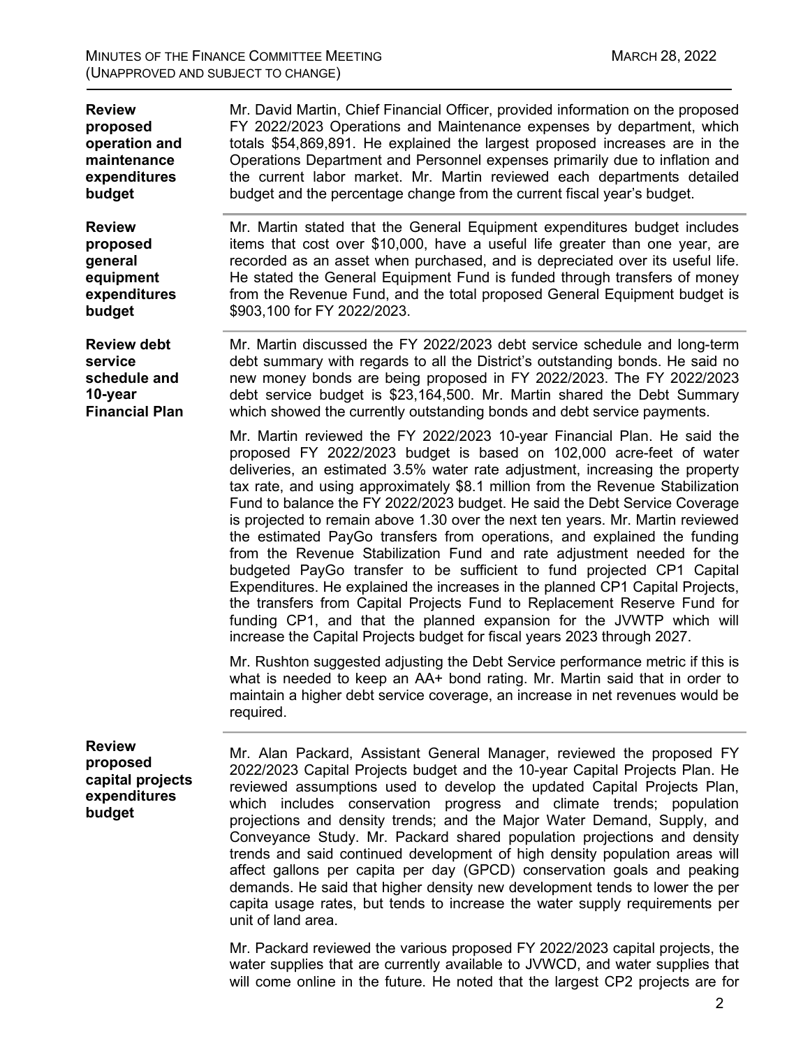**Review proposed operation and maintenance expenditures budget**

Mr. David Martin, Chief Financial Officer, provided information on the proposed FY 2022/2023 Operations and Maintenance expenses by department, which totals $54,869,891. He explained the largest proposed increases are in the Operations Department and Personnel expenses primarily due to inflation and the current labor market. Mr. Martin reviewed each departments detailed budget and the percentage change from the current fiscal year's budget.

---

**Review proposed general equipment expenditures budget**

Mr. Martin stated that the General Equipment expenditures budget includes items that cost over $10,000, have a useful life greater than one year, are recorded as an asset when purchased, and is depreciated over its useful life. He stated the General Equipment Fund is funded through transfers of money from the Revenue Fund, and the total proposed General Equipment budget is $903,100 for FY 2022/2023.

---

**Review debt service schedule and 10-year Financial Plan**

Mr. Martin discussed the FY 2022/2023 debt service schedule and long-term debt summary with regards to all the District's outstanding bonds. He said no new money bonds are being proposed in FY 2022/2023. The FY 2022/2023 debt service budget is $23,164,500. Mr. Martin shared the Debt Summary which showed the currently outstanding bonds and debt service payments.

Mr. Martin reviewed the FY 2022/2023 10-year Financial Plan. He said the proposed FY 2022/2023 budget is based on 102,000 acre-feet of water deliveries, an estimated 3.5% water rate adjustment, increasing the property tax rate, and using approximately $8.1 million from the Revenue Stabilization Fund to balance the FY 2022/2023 budget. He said the Debt Service Coverage is projected to remain above 1.30 over the next ten years. Mr. Martin reviewed the estimated PayGo transfers from operations, and explained the funding from the Revenue Stabilization Fund and rate adjustment needed for the budgeted PayGo transfer to be sufficient to fund projected CP1 Capital Expenditures. He explained the increases in the planned CP1 Capital Projects, the transfers from Capital Projects Fund to Replacement Reserve Fund for funding CP1, and that the planned expansion for the JVWTP which will increase the Capital Projects budget for fiscal years 2023 through 2027.

Mr. Rushton suggested adjusting the Debt Service performance metric if this is what is needed to keep an AA+ bond rating. Mr. Martin said that in order to maintain a higher debt service coverage, an increase in net revenues would be required.

---

**Review proposed capital projects expenditures budget**

Mr. Alan Packard, Assistant General Manager, reviewed the proposed FY 2022/2023 Capital Projects budget and the 10-year Capital Projects Plan. He reviewed assumptions used to develop the updated Capital Projects Plan, which includes conservation progress and climate trends; population projections and density trends; and the Major Water Demand, Supply, and Conveyance Study. Mr. Packard shared population projections and density trends and said continued development of high density population areas will affect gallons per capita per day (GPCD) conservation goals and peaking demands. He said that higher density new development tends to lower the per capita usage rates, but tends to increase the water supply requirements per unit of land area.

Mr. Packard reviewed the various proposed FY 2022/2023 capital projects, the water supplies that are currently available to JVWCD, and water supplies that will come online in the future. He noted that the largest CP2 projects are for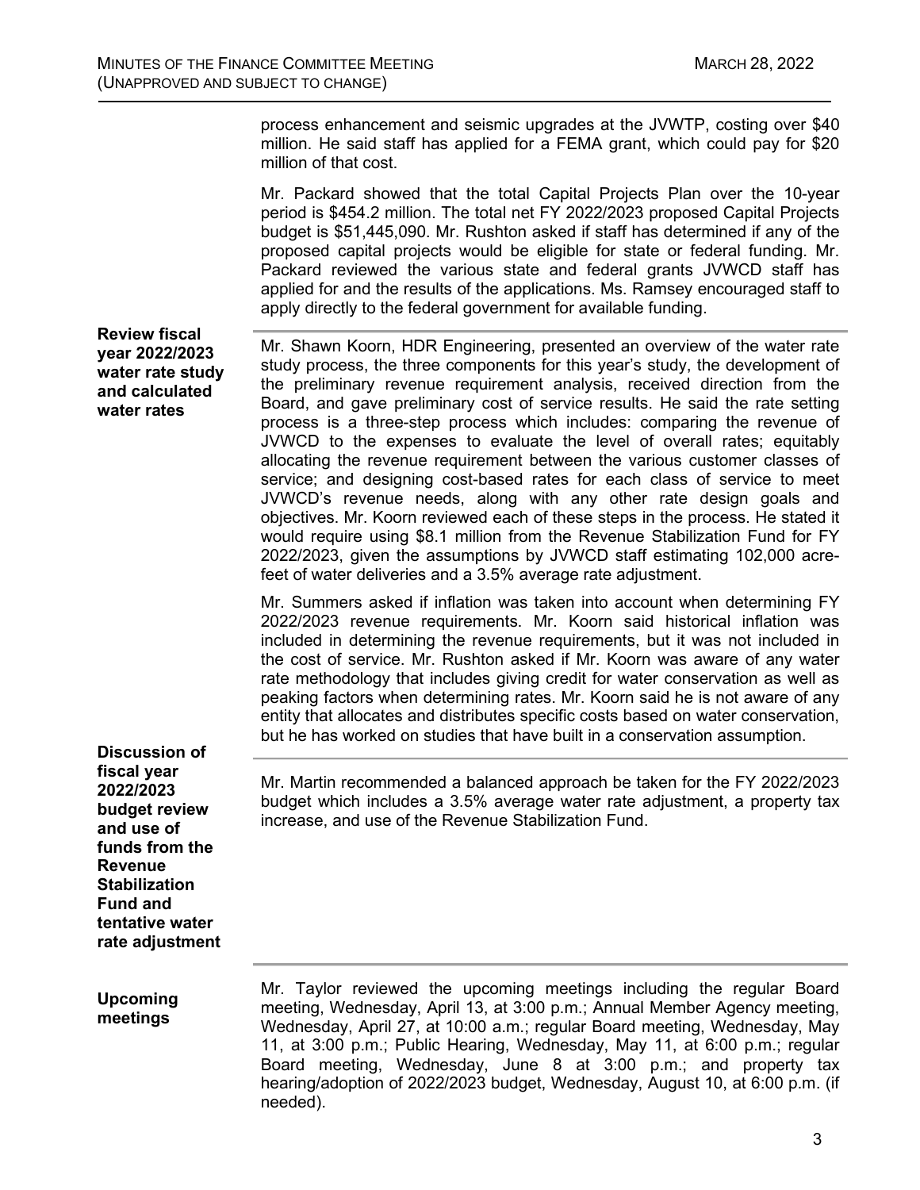process enhancement and seismic upgrades at the JVWTP, costing over $40 million. He said staff has applied for a FEMA grant, which could pay for $20 million of that cost.

Mr. Packard showed that the total Capital Projects Plan over the 10-year period is $454.2 million. The total net FY 2022/2023 proposed Capital Projects budget is $51,445,090. Mr. Rushton asked if staff has determined if any of the proposed capital projects would be eligible for state or federal funding. Mr. Packard reviewed the various state and federal grants JVWCD staff has applied for and the results of the applications. Ms. Ramsey encouraged staff to apply directly to the federal government for available funding.

**Review fiscal year 2022/2023 water rate study and calculated water rates**

Mr. Shawn Koorn, HDR Engineering, presented an overview of the water rate study process, the three components for this year's study, the development of the preliminary revenue requirement analysis, received direction from the Board, and gave preliminary cost of service results. He said the rate setting process is a three-step process which includes: comparing the revenue of JVWCD to the expenses to evaluate the level of overall rates; equitably allocating the revenue requirement between the various customer classes of service; and designing cost-based rates for each class of service to meet JVWCD's revenue needs, along with any other rate design goals and objectives. Mr. Koorn reviewed each of these steps in the process. He stated it would require using $8.1 million from the Revenue Stabilization Fund for FY 2022/2023, given the assumptions by JVWCD staff estimating 102,000 acre-feet of water deliveries and a 3.5% average rate adjustment.

Mr. Summers asked if inflation was taken into account when determining FY 2022/2023 revenue requirements. Mr. Koorn said historical inflation was included in determining the revenue requirements, but it was not included in the cost of service. Mr. Rushton asked if Mr. Koorn was aware of any water rate methodology that includes giving credit for water conservation as well as peaking factors when determining rates. Mr. Koorn said he is not aware of any entity that allocates and distributes specific costs based on water conservation, but he has worked on studies that have built in a conservation assumption.

**Discussion of fiscal year 2022/2023 budget review and use of funds from the Revenue Stabilization Fund and tentative water rate adjustment**

Mr. Martin recommended a balanced approach be taken for the FY 2022/2023 budget which includes a 3.5% average water rate adjustment, a property tax increase, and use of the Revenue Stabilization Fund.

**Upcoming meetings**

Mr. Taylor reviewed the upcoming meetings including the regular Board meeting, Wednesday, April 13, at 3:00 p.m.; Annual Member Agency meeting, Wednesday, April 27, at 10:00 a.m.; regular Board meeting, Wednesday, May 11, at 3:00 p.m.; Public Hearing, Wednesday, May 11, at 6:00 p.m.; regular Board meeting, Wednesday, June 8 at 3:00 p.m.; and property tax hearing/adoption of 2022/2023 budget, Wednesday, August 10, at 6:00 p.m. (if needed).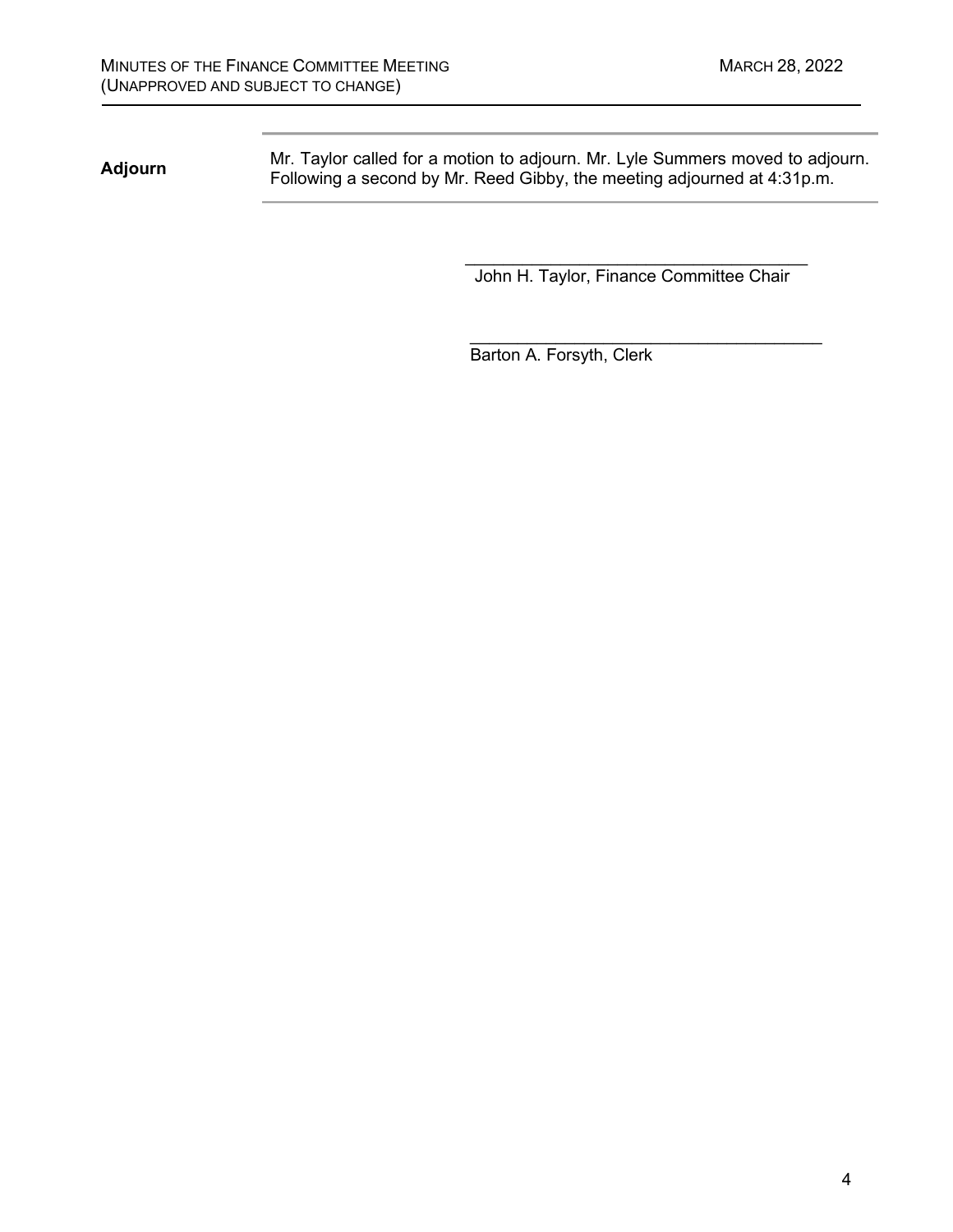| | |
|---|---|
| **Adjourn** | Mr. Taylor called for a motion to adjourn. Mr. Lyle Summers moved to adjourn. Following a second by Mr. Reed Gibby, the meeting adjourned at 4:31p.m. |

\_\_\_\_\_\_\_\_\_\_\_\_\_\_\_\_\_\_\_\_\_\_\_\_\_\_\_\_\_\_\_\_\_\_\_\_\_\_

John H. Taylor, Finance Committee Chair

\_\_\_\_\_\_\_\_\_\_\_\_\_\_\_\_\_\_\_\_\_\_\_\_\_\_\_\_\_\_\_\_\_\_\_\_\_\_

Barton A. Forsyth, Clerk